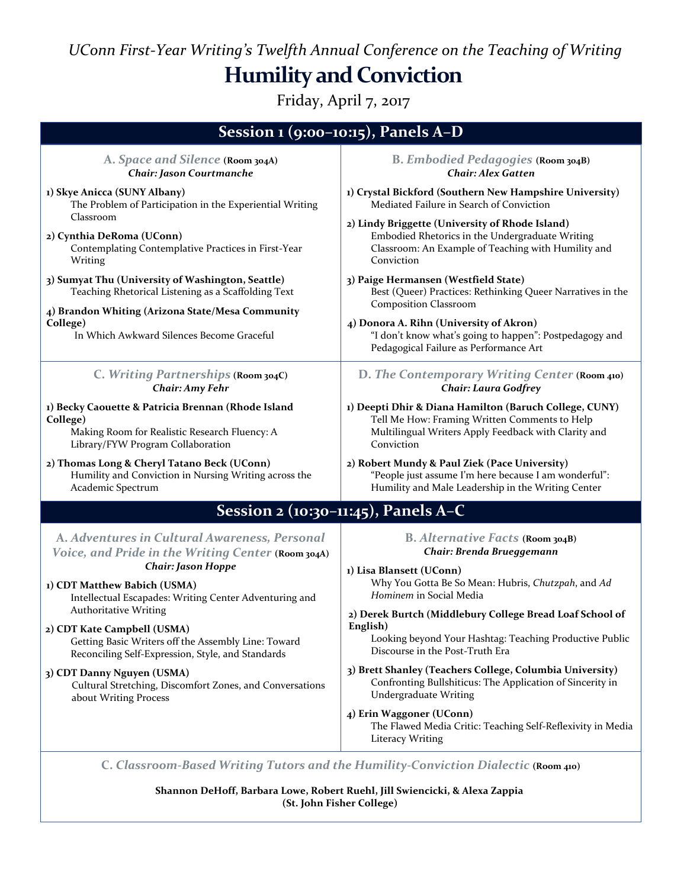*UConn First-Year Writing's Twelfth Annual Conference on the Teaching of Writing*

# Humility and Conviction

Friday, April 7, 2017

## Session 1 (9:00–10:15), Panels A–D

### A. *Space and Silence* (Room 304A)

***Chair: Jason Courtmanche***

**1) Skye Anicca (SUNY Albany)**
The Problem of Participation in the Experiential Writing Classroom

**2) Cynthia DeRoma (UConn)**
Contemplating Contemplative Practices in First-Year Writing

**3) Sumyat Thu (University of Washington, Seattle)**
Teaching Rhetorical Listening as a Scaffolding Text

**4) Brandon Whiting (Arizona State/Mesa Community College)**
In Which Awkward Silences Become Graceful

### B. *Embodied Pedagogies* (Room 304B)

***Chair: Alex Gatten***

**1) Crystal Bickford (Southern New Hampshire University)**
Mediated Failure in Search of Conviction

**2) Lindy Briggette (University of Rhode Island)**
Embodied Rhetorics in the Undergraduate Writing Classroom: An Example of Teaching with Humility and Conviction

**3) Paige Hermansen (Westfield State)**
Best (Queer) Practices: Rethinking Queer Narratives in the Composition Classroom

**4) Donora A. Rihn (University of Akron)**
"I don't know what's going to happen": Postpedagogy and Pedagogical Failure as Performance Art

### C. *Writing Partnerships* (Room 304C)

***Chair: Amy Fehr***

**1) Becky Caouette & Patricia Brennan (Rhode Island College)**
Making Room for Realistic Research Fluency: A Library/FYW Program Collaboration

**2) Thomas Long & Cheryl Tatano Beck (UConn)**
Humility and Conviction in Nursing Writing across the Academic Spectrum

### D. *The Contemporary Writing Center* (Room 410)

***Chair: Laura Godfrey***

**1) Deepti Dhir & Diana Hamilton (Baruch College, CUNY)**
Tell Me How: Framing Written Comments to Help Multilingual Writers Apply Feedback with Clarity and Conviction

**2) Robert Mundy & Paul Ziek (Pace University)**
"People just assume I'm here because I am wonderful": Humility and Male Leadership in the Writing Center

## Session 2 (10:30–11:45), Panels A–C

### A. *Adventures in Cultural Awareness, Personal Voice, and Pride in the Writing Center* (Room 304A)

***Chair: Jason Hoppe***

**1) CDT Matthew Babich (USMA)**
Intellectual Escapades: Writing Center Adventuring and Authoritative Writing

**2) CDT Kate Campbell (USMA)**
Getting Basic Writers off the Assembly Line: Toward Reconciling Self-Expression, Style, and Standards

**3) CDT Danny Nguyen (USMA)**
Cultural Stretching, Discomfort Zones, and Conversations about Writing Process

### B. *Alternative Facts* (Room 304B)

***Chair: Brenda Brueggemann***

**1) Lisa Blansett (UConn)**
Why You Gotta Be So Mean: Hubris, *Chutzpah*, and *Ad Hominem* in Social Media

**2) Derek Burtch (Middlebury College Bread Loaf School of English)**
Looking beyond Your Hashtag: Teaching Productive Public Discourse in the Post-Truth Era

**3) Brett Shanley (Teachers College, Columbia University)**
Confronting Bullshiticus: The Application of Sincerity in Undergraduate Writing

**4) Erin Waggoner (UConn)**
The Flawed Media Critic: Teaching Self-Reflexivity in Media Literacy Writing

### C. *Classroom-Based Writing Tutors and the Humility-Conviction Dialectic* (Room 410)

**Shannon DeHoff, Barbara Lowe, Robert Ruehl, Jill Swiencicki, & Alexa Zappia (St. John Fisher College)**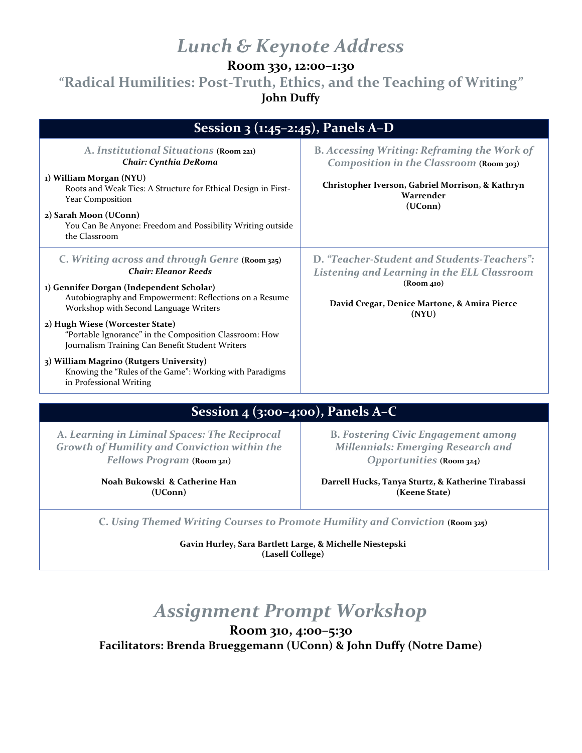# *Lunch & Keynote Address*

**Room 330, 12:00–1:30**

## "Radical Humilities: Post-Truth, Ethics, and the Teaching of Writing"

**John Duffy**

## Session 3 (1:45–2:45), Panels A–D

### A. *Institutional Situations* (Room 221)

***Chair: Cynthia DeRoma***

**1) William Morgan (NYU)**
Roots and Weak Ties: A Structure for Ethical Design in First-Year Composition

**2) Sarah Moon (UConn)**
You Can Be Anyone: Freedom and Possibility Writing outside the Classroom

### B. *Accessing Writing: Reframing the Work of Composition in the Classroom* (Room 303)

**Christopher Iverson, Gabriel Morrison, & Kathryn Warrender**
**(UConn)**

### C. *Writing across and through Genre* (Room 325)

***Chair: Eleanor Reeds***

**1) Gennifer Dorgan (Independent Scholar)**
Autobiography and Empowerment: Reflections on a Resume Workshop with Second Language Writers

**2) Hugh Wiese (Worcester State)**
"Portable Ignorance" in the Composition Classroom: How Journalism Training Can Benefit Student Writers

**3) William Magrino (Rutgers University)**
Knowing the "Rules of the Game": Working with Paradigms in Professional Writing

### D. *"Teacher-Student and Students-Teachers": Listening and Learning in the ELL Classroom* (Room 410)

**David Cregar, Denice Martone, & Amira Pierce**
**(NYU)**

## Session 4 (3:00–4:00), Panels A–C

### A. *Learning in Liminal Spaces: The Reciprocal Growth of Humility and Conviction within the Fellows Program* (Room 321)

**Noah Bukowski & Catherine Han**
**(UConn)**

### B. *Fostering Civic Engagement among Millennials: Emerging Research and Opportunities* (Room 324)

**Darrell Hucks, Tanya Sturtz, & Katherine Tirabassi**
**(Keene State)**

### C. *Using Themed Writing Courses to Promote Humility and Conviction* (Room 325)

**Gavin Hurley, Sara Bartlett Large, & Michelle Niestepski**
**(Lasell College)**

# *Assignment Prompt Workshop*

**Room 310, 4:00–5:30**

**Facilitators: Brenda Brueggemann (UConn) & John Duffy (Notre Dame)**